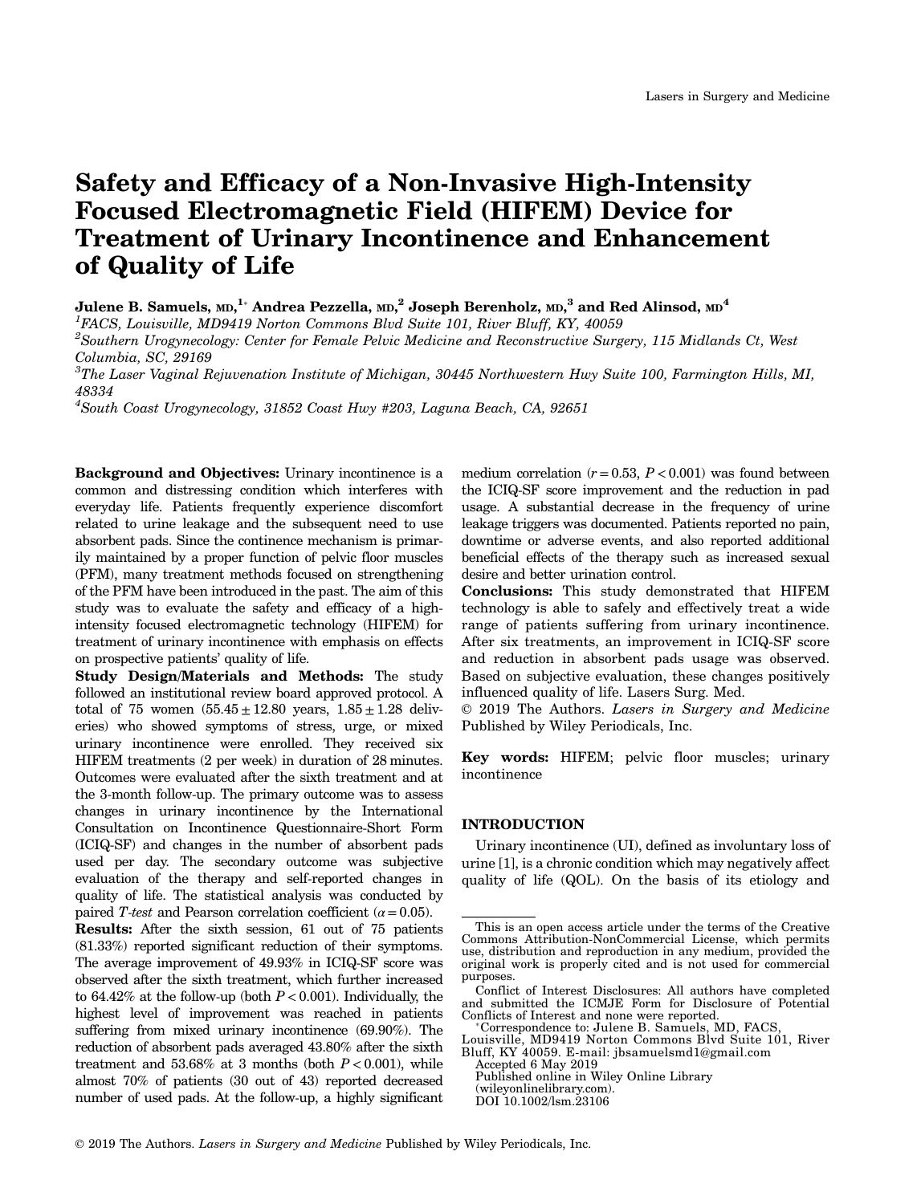# Safety and Efficacy of a Non-Invasive High-Intensity Focused Electromagnetic Field (HIFEM) Device for Treatment of Urinary Incontinence and Enhancement of Quality of Life

**Julene B. Samuels, MD,[1*] Andrea Pezzella, MD,[2] Joseph Berenholz, MD,[3] and Red Alinsod, MD[4]**

[1]*FACS, Louisville, MD9419 Norton Commons Blvd Suite 101, River Bluff, KY, 40059*

[2]*Southern Urogynecology: Center for Female Pelvic Medicine and Reconstructive Surgery, 115 Midlands Ct, West Columbia, SC, 29169*

[3]*The Laser Vaginal Rejuvenation Institute of Michigan, 30445 Northwestern Hwy Suite 100, Farmington Hills, MI, 48334*

[4]*South Coast Urogynecology, 31852 Coast Hwy #203, Laguna Beach, CA, 92651*

**Background and Objectives:** Urinary incontinence is a common and distressing condition which interferes with everyday life. Patients frequently experience discomfort related to urine leakage and the subsequent need to use absorbent pads. Since the continence mechanism is primarily maintained by a proper function of pelvic floor muscles (PFM), many treatment methods focused on strengthening of the PFM have been introduced in the past. The aim of this study was to evaluate the safety and efficacy of a high-intensity focused electromagnetic technology (HIFEM) for treatment of urinary incontinence with emphasis on effects on prospective patients' quality of life.

**Study Design/Materials and Methods:** The study followed an institutional review board approved protocol. A total of 75 women ($55.45 \pm 12.80$ years, $1.85 \pm 1.28$ deliveries) who showed symptoms of stress, urge, or mixed urinary incontinence were enrolled. They received six HIFEM treatments (2 per week) in duration of 28 minutes. Outcomes were evaluated after the sixth treatment and at the 3-month follow-up. The primary outcome was to assess changes in urinary incontinence by the International Consultation on Incontinence Questionnaire-Short Form (ICIQ-SF) and changes in the number of absorbent pads used per day. The secondary outcome was subjective evaluation of the therapy and self-reported changes in quality of life. The statistical analysis was conducted by paired *T-test* and Pearson correlation coefficient ($\alpha = 0.05$).

**Results:** After the sixth session, 61 out of 75 patients (81.33%) reported significant reduction of their symptoms. The average improvement of 49.93% in ICIQ-SF score was observed after the sixth treatment, which further increased to 64.42% at the follow-up (both $P < 0.001$). Individually, the highest level of improvement was reached in patients suffering from mixed urinary incontinence (69.90%). The reduction of absorbent pads averaged 43.80% after the sixth treatment and 53.68% at 3 months (both $P < 0.001$), while almost 70% of patients (30 out of 43) reported decreased number of used pads. At the follow-up, a highly significant medium correlation ($r = 0.53$, $P < 0.001$) was found between the ICIQ-SF score improvement and the reduction in pad usage. A substantial decrease in the frequency of urine leakage triggers was documented. Patients reported no pain, downtime or adverse events, and also reported additional beneficial effects of the therapy such as increased sexual desire and better urination control.

**Conclusions:** This study demonstrated that HIFEM technology is able to safely and effectively treat a wide range of patients suffering from urinary incontinence. After six treatments, an improvement in ICIQ-SF score and reduction in absorbent pads usage was observed. Based on subjective evaluation, these changes positively influenced quality of life. Lasers Surg. Med.

© 2019 The Authors. *Lasers in Surgery and Medicine* Published by Wiley Periodicals, Inc.

**Key words:** HIFEM; pelvic floor muscles; urinary incontinence

## INTRODUCTION

Urinary incontinence (UI), defined as involuntary loss of urine [1], is a chronic condition which may negatively affect quality of life (QOL). On the basis of its etiology and

---

This is an open access article under the terms of the Creative Commons Attribution-NonCommercial License, which permits use, distribution and reproduction in any medium, provided the original work is properly cited and is not used for commercial purposes.

Conflict of Interest Disclosures: All authors have completed and submitted the ICMJE Form for Disclosure of Potential Conflicts of Interest and none were reported.

*Correspondence to: Julene B. Samuels, MD, FACS, Louisville, MD9419 Norton Commons Blvd Suite 101, River Bluff, KY 40059. E-mail: jbsamuelsmd1@gmail.com

Accepted 6 May 2019

Published online in Wiley Online Library (wileyonlinelibrary.com).

DOI 10.1002/lsm.23106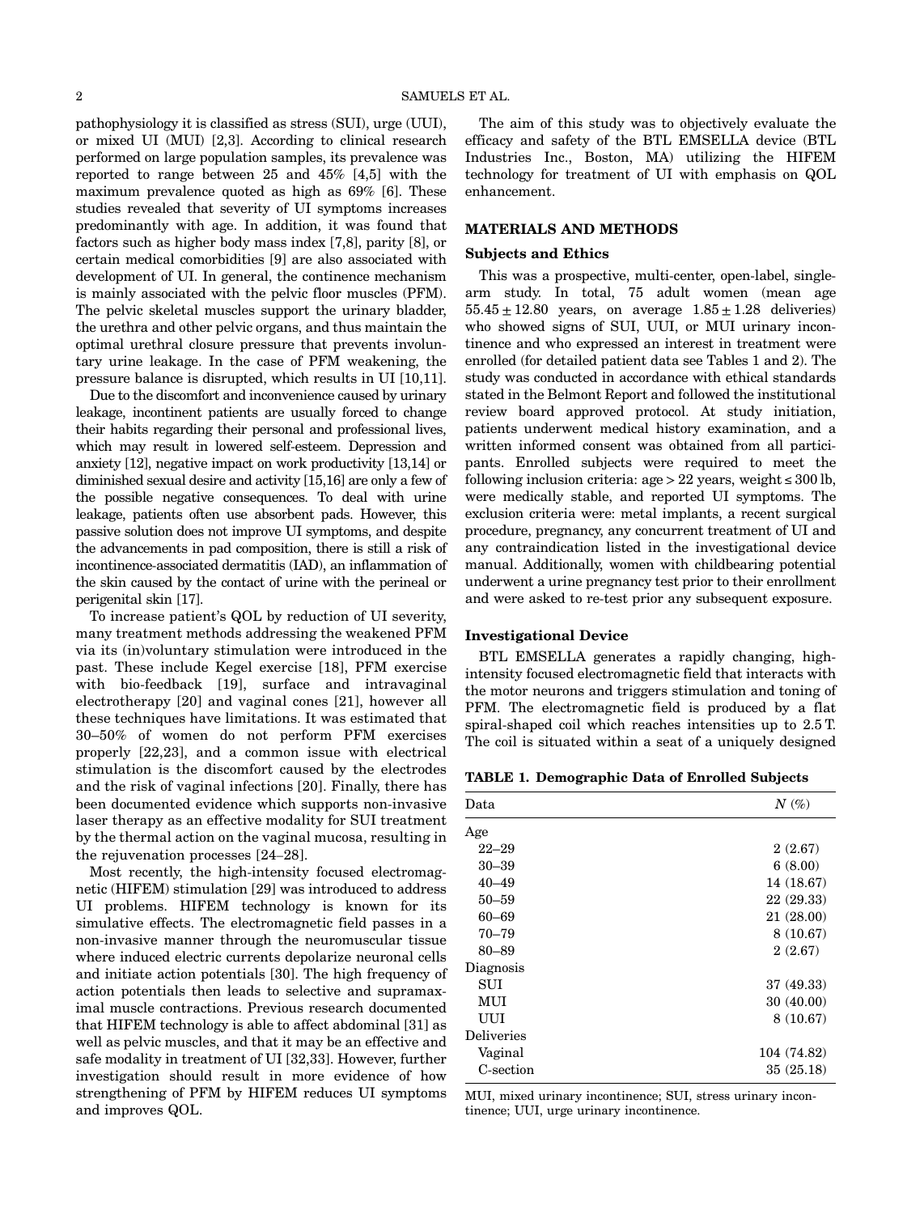pathophysiology it is classified as stress (SUI), urge (UUI), or mixed UI (MUI) [2,3]. According to clinical research performed on large population samples, its prevalence was reported to range between 25 and 45% [4,5] with the maximum prevalence quoted as high as 69% [6]. These studies revealed that severity of UI symptoms increases predominantly with age. In addition, it was found that factors such as higher body mass index [7,8], parity [8], or certain medical comorbidities [9] are also associated with development of UI. In general, the continence mechanism is mainly associated with the pelvic floor muscles (PFM). The pelvic skeletal muscles support the urinary bladder, the urethra and other pelvic organs, and thus maintain the optimal urethral closure pressure that prevents involuntary urine leakage. In the case of PFM weakening, the pressure balance is disrupted, which results in UI [10,11].

Due to the discomfort and inconvenience caused by urinary leakage, incontinent patients are usually forced to change their habits regarding their personal and professional lives, which may result in lowered self-esteem. Depression and anxiety [12], negative impact on work productivity [13,14] or diminished sexual desire and activity [15,16] are only a few of the possible negative consequences. To deal with urine leakage, patients often use absorbent pads. However, this passive solution does not improve UI symptoms, and despite the advancements in pad composition, there is still a risk of incontinence-associated dermatitis (IAD), an inflammation of the skin caused by the contact of urine with the perineal or perigenital skin [17].

To increase patient's QOL by reduction of UI severity, many treatment methods addressing the weakened PFM via its (in)voluntary stimulation were introduced in the past. These include Kegel exercise [18], PFM exercise with bio-feedback [19], surface and intravaginal electrotherapy [20] and vaginal cones [21], however all these techniques have limitations. It was estimated that 30–50% of women do not perform PFM exercises properly [22,23], and a common issue with electrical stimulation is the discomfort caused by the electrodes and the risk of vaginal infections [20]. Finally, there has been documented evidence which supports non-invasive laser therapy as an effective modality for SUI treatment by the thermal action on the vaginal mucosa, resulting in the rejuvenation processes [24–28].

Most recently, the high-intensity focused electromagnetic (HIFEM) stimulation [29] was introduced to address UI problems. HIFEM technology is known for its simulative effects. The electromagnetic field passes in a non-invasive manner through the neuromuscular tissue where induced electric currents depolarize neuronal cells and initiate action potentials [30]. The high frequency of action potentials then leads to selective and supramaximal muscle contractions. Previous research documented that HIFEM technology is able to affect abdominal [31] as well as pelvic muscles, and that it may be an effective and safe modality in treatment of UI [32,33]. However, further investigation should result in more evidence of how strengthening of PFM by HIFEM reduces UI symptoms and improves QOL.

The aim of this study was to objectively evaluate the efficacy and safety of the BTL EMSELLA device (BTL Industries Inc., Boston, MA) utilizing the HIFEM technology for treatment of UI with emphasis on QOL enhancement.

## MATERIALS AND METHODS

### Subjects and Ethics

This was a prospective, multi-center, open-label, single-arm study. In total, 75 adult women (mean age $55.45 \pm 12.80$ years, on average $1.85 \pm 1.28$ deliveries) who showed signs of SUI, UUI, or MUI urinary incontinence and who expressed an interest in treatment were enrolled (for detailed patient data see Tables 1 and 2). The study was conducted in accordance with ethical standards stated in the Belmont Report and followed the institutional review board approved protocol. At study initiation, patients underwent medical history examination, and a written informed consent was obtained from all participants. Enrolled subjects were required to meet the following inclusion criteria: age > 22 years, weight ≤ 300 lb, were medically stable, and reported UI symptoms. The exclusion criteria were: metal implants, a recent surgical procedure, pregnancy, any concurrent treatment of UI and any contraindication listed in the investigational device manual. Additionally, women with childbearing potential underwent a urine pregnancy test prior to their enrollment and were asked to re-test prior any subsequent exposure.

### Investigational Device

BTL EMSELLA generates a rapidly changing, high-intensity focused electromagnetic field that interacts with the motor neurons and triggers stimulation and toning of PFM. The electromagnetic field is produced by a flat spiral-shaped coil which reaches intensities up to 2.5 T. The coil is situated within a seat of a uniquely designed

**TABLE 1. Demographic Data of Enrolled Subjects**

| Data | N (%) |
|---|---|
| Age | |
| 22–29 | 2 (2.67) |
| 30–39 | 6 (8.00) |
| 40–49 | 14 (18.67) |
| 50–59 | 22 (29.33) |
| 60–69 | 21 (28.00) |
| 70–79 | 8 (10.67) |
| 80–89 | 2 (2.67) |
| Diagnosis | |
| SUI | 37 (49.33) |
| MUI | 30 (40.00) |
| UUI | 8 (10.67) |
| Deliveries | |
| Vaginal | 104 (74.82) |
| C-section | 35 (25.18) |

MUI, mixed urinary incontinence; SUI, stress urinary incontinence; UUI, urge urinary incontinence.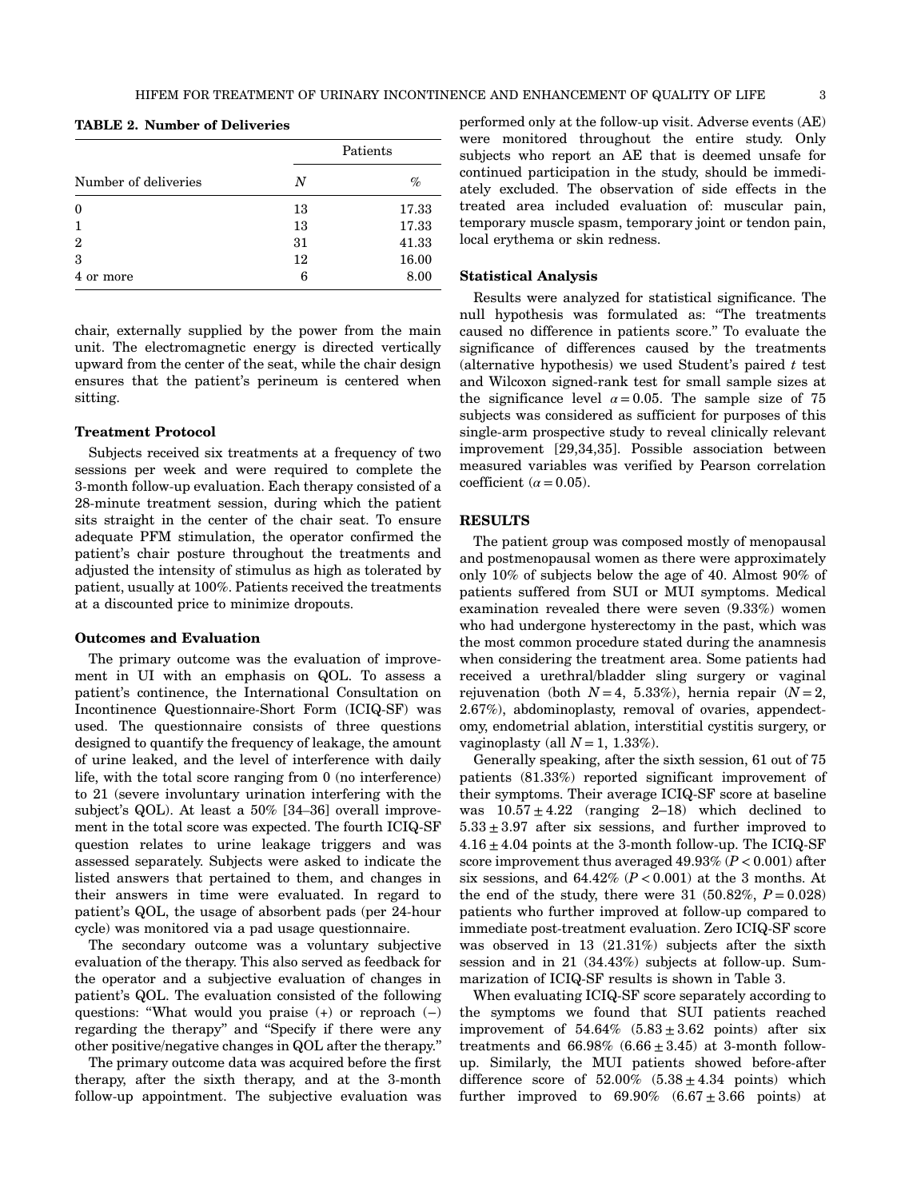**TABLE 2. Number of Deliveries**

| Number of deliveries | Patients | |
|---|---|---|
| | $N$ | % |
| 0 | 13 | 17.33 |
| 1 | 13 | 17.33 |
| 2 | 31 | 41.33 |
| 3 | 12 | 16.00 |
| 4 or more | 6 | 8.00 |

chair, externally supplied by the power from the main unit. The electromagnetic energy is directed vertically upward from the center of the seat, while the chair design ensures that the patient's perineum is centered when sitting.

### Treatment Protocol

Subjects received six treatments at a frequency of two sessions per week and were required to complete the 3-month follow-up evaluation. Each therapy consisted of a 28-minute treatment session, during which the patient sits straight in the center of the chair seat. To ensure adequate PFM stimulation, the operator confirmed the patient's chair posture throughout the treatments and adjusted the intensity of stimulus as high as tolerated by patient, usually at 100%. Patients received the treatments at a discounted price to minimize dropouts.

### Outcomes and Evaluation

The primary outcome was the evaluation of improvement in UI with an emphasis on QOL. To assess a patient's continence, the International Consultation on Incontinence Questionnaire-Short Form (ICIQ-SF) was used. The questionnaire consists of three questions designed to quantify the frequency of leakage, the amount of urine leaked, and the level of interference with daily life, with the total score ranging from 0 (no interference) to 21 (severe involuntary urination interfering with the subject's QOL). At least a 50% [34–36] overall improvement in the total score was expected. The fourth ICIQ-SF question relates to urine leakage triggers and was assessed separately. Subjects were asked to indicate the listed answers that pertained to them, and changes in their answers in time were evaluated. In regard to patient's QOL, the usage of absorbent pads (per 24-hour cycle) was monitored via a pad usage questionnaire.

The secondary outcome was a voluntary subjective evaluation of the therapy. This also served as feedback for the operator and a subjective evaluation of changes in patient's QOL. The evaluation consisted of the following questions: "What would you praise (+) or reproach (–) regarding the therapy" and "Specify if there were any other positive/negative changes in QOL after the therapy."

The primary outcome data was acquired before the first therapy, after the sixth therapy, and at the 3-month follow-up appointment. The subjective evaluation was performed only at the follow-up visit. Adverse events (AE) were monitored throughout the entire study. Only subjects who report an AE that is deemed unsafe for continued participation in the study, should be immediately excluded. The observation of side effects in the treated area included evaluation of: muscular pain, temporary muscle spasm, temporary joint or tendon pain, local erythema or skin redness.

### Statistical Analysis

Results were analyzed for statistical significance. The null hypothesis was formulated as: "The treatments caused no difference in patients score." To evaluate the significance of differences caused by the treatments (alternative hypothesis) we used Student's paired $t$ test and Wilcoxon signed-rank test for small sample sizes at the significance level $\alpha = 0.05$. The sample size of 75 subjects was considered as sufficient for purposes of this single-arm prospective study to reveal clinically relevant improvement [29,34,35]. Possible association between measured variables was verified by Pearson correlation coefficient ($\alpha = 0.05$).

## RESULTS

The patient group was composed mostly of menopausal and postmenopausal women as there were approximately only 10% of subjects below the age of 40. Almost 90% of patients suffered from SUI or MUI symptoms. Medical examination revealed there were seven (9.33%) women who had undergone hysterectomy in the past, which was the most common procedure stated during the anamnesis when considering the treatment area. Some patients had received a urethral/bladder sling surgery or vaginal rejuvenation (both $N = 4$, 5.33%), hernia repair ($N = 2$, 2.67%), abdominoplasty, removal of ovaries, appendectomy, endometrial ablation, interstitial cystitis surgery, or vaginoplasty (all $N = 1$, 1.33%).

Generally speaking, after the sixth session, 61 out of 75 patients (81.33%) reported significant improvement of their symptoms. Their average ICIQ-SF score at baseline was $10.57 \pm 4.22$ (ranging 2–18) which declined to $5.33 \pm 3.97$ after six sessions, and further improved to $4.16 \pm 4.04$ points at the 3-month follow-up. The ICIQ-SF score improvement thus averaged 49.93% ($P < 0.001$) after six sessions, and 64.42% ($P < 0.001$) at the 3 months. At the end of the study, there were 31 (50.82%, $P = 0.028$) patients who further improved at follow-up compared to immediate post-treatment evaluation. Zero ICIQ-SF score was observed in 13 (21.31%) subjects after the sixth session and in 21 (34.43%) subjects at follow-up. Summarization of ICIQ-SF results is shown in Table 3.

When evaluating ICIQ-SF score separately according to the symptoms we found that SUI patients reached improvement of 54.64% ($5.83 \pm 3.62$ points) after six treatments and 66.98% ($6.66 \pm 3.45$) at 3-month follow-up. Similarly, the MUI patients showed before-after difference score of 52.00% ($5.38 \pm 4.34$ points) which further improved to 69.90% ($6.67 \pm 3.66$ points) at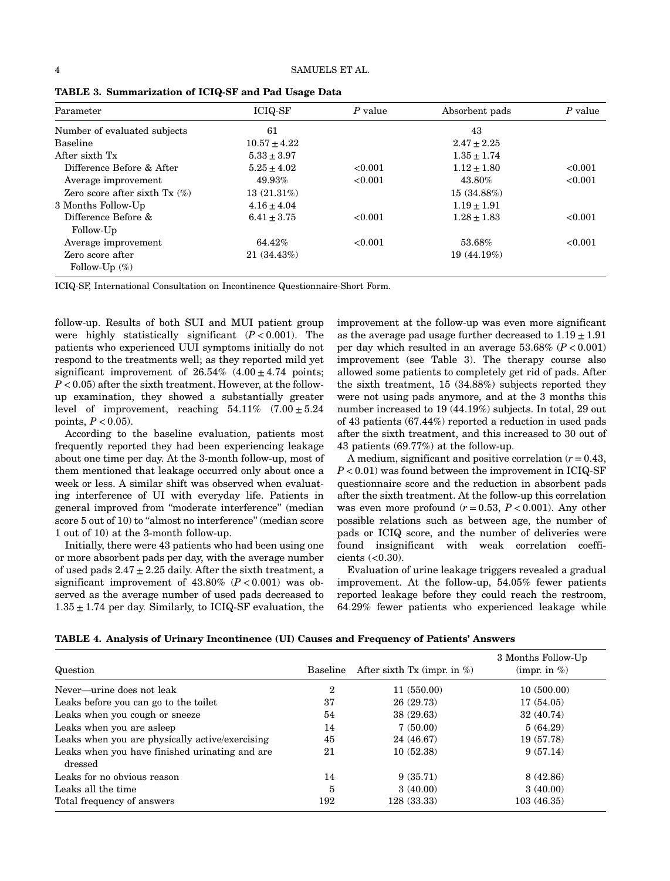**TABLE 3. Summarization of ICIQ-SF and Pad Usage Data**

| Parameter | ICIQ-SF | $P$ value | Absorbent pads | $P$ value |
|---|---|---|---|---|
| Number of evaluated subjects | 61 | | 43 | |
| Baseline | $10.57 \pm 4.22$ | | $2.47 \pm 2.25$ | |
| After sixth Tx | $5.33 \pm 3.97$ | | $1.35 \pm 1.74$ | |
| Difference Before & After | $5.25 \pm 4.02$ | <0.001 | $1.12 \pm 1.80$ | <0.001 |
| Average improvement | 49.93% | <0.001 | 43.80% | <0.001 |
| Zero score after sixth Tx (%) | 13 (21.31%) | | 15 (34.88%) | |
| 3 Months Follow-Up | $4.16 \pm 4.04$ | | $1.19 \pm 1.91$ | |
| Difference Before & Follow-Up | $6.41 \pm 3.75$ | <0.001 | $1.28 \pm 1.83$ | <0.001 |
| Average improvement | 64.42% | <0.001 | 53.68% | <0.001 |
| Zero score after Follow-Up (%) | 21 (34.43%) | | 19 (44.19%) | |

ICIQ-SF, International Consultation on Incontinence Questionnaire-Short Form.

follow-up. Results of both SUI and MUI patient group were highly statistically significant ($P < 0.001$). The patients who experienced UUI symptoms initially do not respond to the treatments well; as they reported mild yet significant improvement of 26.54% ($4.00 \pm 4.74$ points; $P < 0.05$) after the sixth treatment. However, at the follow-up examination, they showed a substantially greater level of improvement, reaching 54.11% ($7.00 \pm 5.24$ points, $P < 0.05$).

According to the baseline evaluation, patients most frequently reported they had been experiencing leakage about one time per day. At the 3-month follow-up, most of them mentioned that leakage occurred only about once a week or less. A similar shift was observed when evaluating interference of UI with everyday life. Patients in general improved from "moderate interference" (median score 5 out of 10) to "almost no interference" (median score 1 out of 10) at the 3-month follow-up.

Initially, there were 43 patients who had been using one or more absorbent pads per day, with the average number of used pads $2.47 \pm 2.25$ daily. After the sixth treatment, a significant improvement of 43.80% ($P < 0.001$) was observed as the average number of used pads decreased to $1.35 \pm 1.74$ per day. Similarly, to ICIQ-SF evaluation, the improvement at the follow-up was even more significant as the average pad usage further decreased to $1.19 \pm 1.91$ per day which resulted in an average 53.68% ($P < 0.001$) improvement (see Table 3). The therapy course also allowed some patients to completely get rid of pads. After the sixth treatment, 15 (34.88%) subjects reported they were not using pads anymore, and at the 3 months this number increased to 19 (44.19%) subjects. In total, 29 out of 43 patients (67.44%) reported a reduction in used pads after the sixth treatment, and this increased to 30 out of 43 patients (69.77%) at the follow-up.

A medium, significant and positive correlation ($r = 0.43$, $P < 0.01$) was found between the improvement in ICIQ-SF questionnaire score and the reduction in absorbent pads after the sixth treatment. At the follow-up this correlation was even more profound ($r = 0.53$, $P < 0.001$). Any other possible relations such as between age, the number of pads or ICIQ score, and the number of deliveries were found insignificant with weak correlation coefficients (<0.30).

Evaluation of urine leakage triggers revealed a gradual improvement. At the follow-up, 54.05% fewer patients reported leakage before they could reach the restroom, 64.29% fewer patients who experienced leakage while

**TABLE 4. Analysis of Urinary Incontinence (UI) Causes and Frequency of Patients' Answers**

| Question | Baseline | After sixth Tx (impr. in %) | 3 Months Follow-Up (impr. in %) |
|---|---|---|---|
| Never—urine does not leak | 2 | 11 (550.00) | 10 (500.00) |
| Leaks before you can go to the toilet | 37 | 26 (29.73) | 17 (54.05) |
| Leaks when you cough or sneeze | 54 | 38 (29.63) | 32 (40.74) |
| Leaks when you are asleep | 14 | 7 (50.00) | 5 (64.29) |
| Leaks when you are physically active/exercising | 45 | 24 (46.67) | 19 (57.78) |
| Leaks when you have finished urinating and are dressed | 21 | 10 (52.38) | 9 (57.14) |
| Leaks for no obvious reason | 14 | 9 (35.71) | 8 (42.86) |
| Leaks all the time | 5 | 3 (40.00) | 3 (40.00) |
| Total frequency of answers | 192 | 128 (33.33) | 103 (46.35) |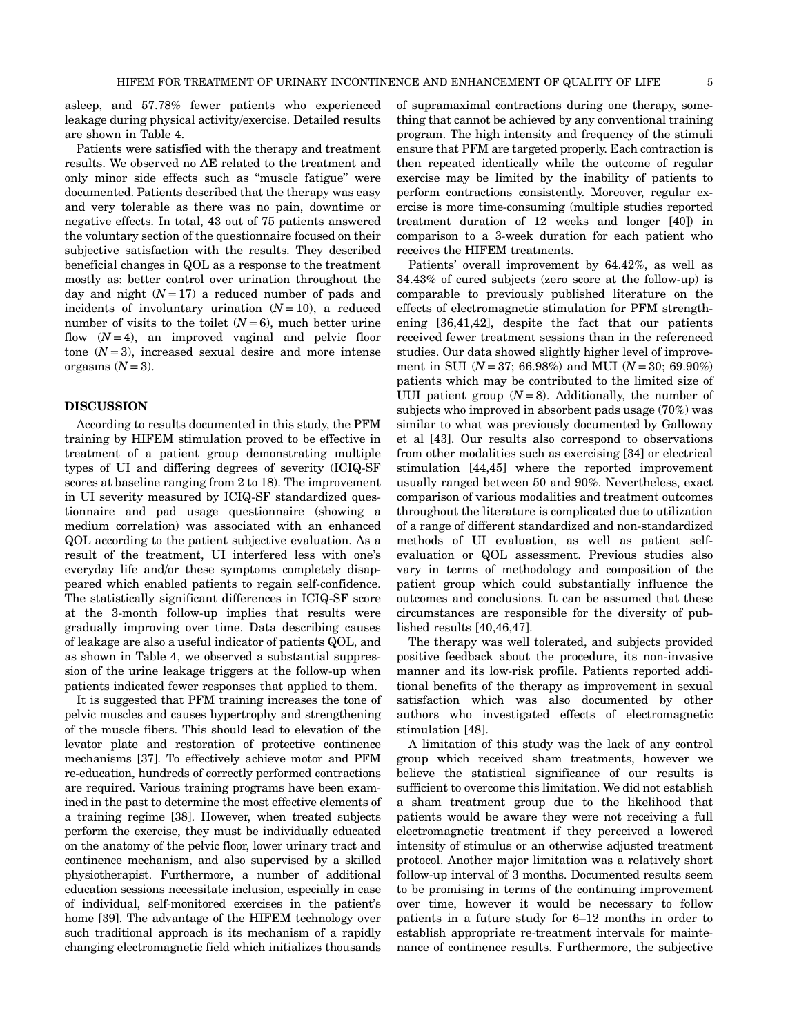asleep, and 57.78% fewer patients who experienced leakage during physical activity/exercise. Detailed results are shown in Table 4.

Patients were satisfied with the therapy and treatment results. We observed no AE related to the treatment and only minor side effects such as "muscle fatigue" were documented. Patients described that the therapy was easy and very tolerable as there was no pain, downtime or negative effects. In total, 43 out of 75 patients answered the voluntary section of the questionnaire focused on their subjective satisfaction with the results. They described beneficial changes in QOL as a response to the treatment mostly as: better control over urination throughout the day and night ($N = 17$) a reduced number of pads and incidents of involuntary urination ($N = 10$), a reduced number of visits to the toilet ($N = 6$), much better urine flow ($N = 4$), an improved vaginal and pelvic floor tone ($N = 3$), increased sexual desire and more intense orgasms ($N = 3$).

## DISCUSSION

According to results documented in this study, the PFM training by HIFEM stimulation proved to be effective in treatment of a patient group demonstrating multiple types of UI and differing degrees of severity (ICIQ-SF scores at baseline ranging from 2 to 18). The improvement in UI severity measured by ICIQ-SF standardized questionnaire and pad usage questionnaire (showing a medium correlation) was associated with an enhanced QOL according to the patient subjective evaluation. As a result of the treatment, UI interfered less with one's everyday life and/or these symptoms completely disappeared which enabled patients to regain self-confidence. The statistically significant differences in ICIQ-SF score at the 3-month follow-up implies that results were gradually improving over time. Data describing causes of leakage are also a useful indicator of patients QOL, and as shown in Table 4, we observed a substantial suppression of the urine leakage triggers at the follow-up when patients indicated fewer responses that applied to them.

It is suggested that PFM training increases the tone of pelvic muscles and causes hypertrophy and strengthening of the muscle fibers. This should lead to elevation of the levator plate and restoration of protective continence mechanisms [37]. To effectively achieve motor and PFM re-education, hundreds of correctly performed contractions are required. Various training programs have been examined in the past to determine the most effective elements of a training regime [38]. However, when treated subjects perform the exercise, they must be individually educated on the anatomy of the pelvic floor, lower urinary tract and continence mechanism, and also supervised by a skilled physiotherapist. Furthermore, a number of additional education sessions necessitate inclusion, especially in case of individual, self-monitored exercises in the patient's home [39]. The advantage of the HIFEM technology over such traditional approach is its mechanism of a rapidly changing electromagnetic field which initializes thousands of supramaximal contractions during one therapy, something that cannot be achieved by any conventional training program. The high intensity and frequency of the stimuli ensure that PFM are targeted properly. Each contraction is then repeated identically while the outcome of regular exercise may be limited by the inability of patients to perform contractions consistently. Moreover, regular exercise is more time-consuming (multiple studies reported treatment duration of 12 weeks and longer [40]) in comparison to a 3-week duration for each patient who receives the HIFEM treatments.

Patients' overall improvement by 64.42%, as well as 34.43% of cured subjects (zero score at the follow-up) is comparable to previously published literature on the effects of electromagnetic stimulation for PFM strengthening [36,41,42], despite the fact that our patients received fewer treatment sessions than in the referenced studies. Our data showed slightly higher level of improvement in SUI ($N = 37$; 66.98%) and MUI ($N = 30$; 69.90%) patients which may be contributed to the limited size of UUI patient group ($N = 8$). Additionally, the number of subjects who improved in absorbent pads usage (70%) was similar to what was previously documented by Galloway et al [43]. Our results also correspond to observations from other modalities such as exercising [34] or electrical stimulation [44,45] where the reported improvement usually ranged between 50 and 90%. Nevertheless, exact comparison of various modalities and treatment outcomes throughout the literature is complicated due to utilization of a range of different standardized and non-standardized methods of UI evaluation, as well as patient self-evaluation or QOL assessment. Previous studies also vary in terms of methodology and composition of the patient group which could substantially influence the outcomes and conclusions. It can be assumed that these circumstances are responsible for the diversity of published results [40,46,47].

The therapy was well tolerated, and subjects provided positive feedback about the procedure, its non-invasive manner and its low-risk profile. Patients reported additional benefits of the therapy as improvement in sexual satisfaction which was also documented by other authors who investigated effects of electromagnetic stimulation [48].

A limitation of this study was the lack of any control group which received sham treatments, however we believe the statistical significance of our results is sufficient to overcome this limitation. We did not establish a sham treatment group due to the likelihood that patients would be aware they were not receiving a full electromagnetic treatment if they perceived a lowered intensity of stimulus or an otherwise adjusted treatment protocol. Another major limitation was a relatively short follow-up interval of 3 months. Documented results seem to be promising in terms of the continuing improvement over time, however it would be necessary to follow patients in a future study for 6–12 months in order to establish appropriate re-treatment intervals for maintenance of continence results. Furthermore, the subjective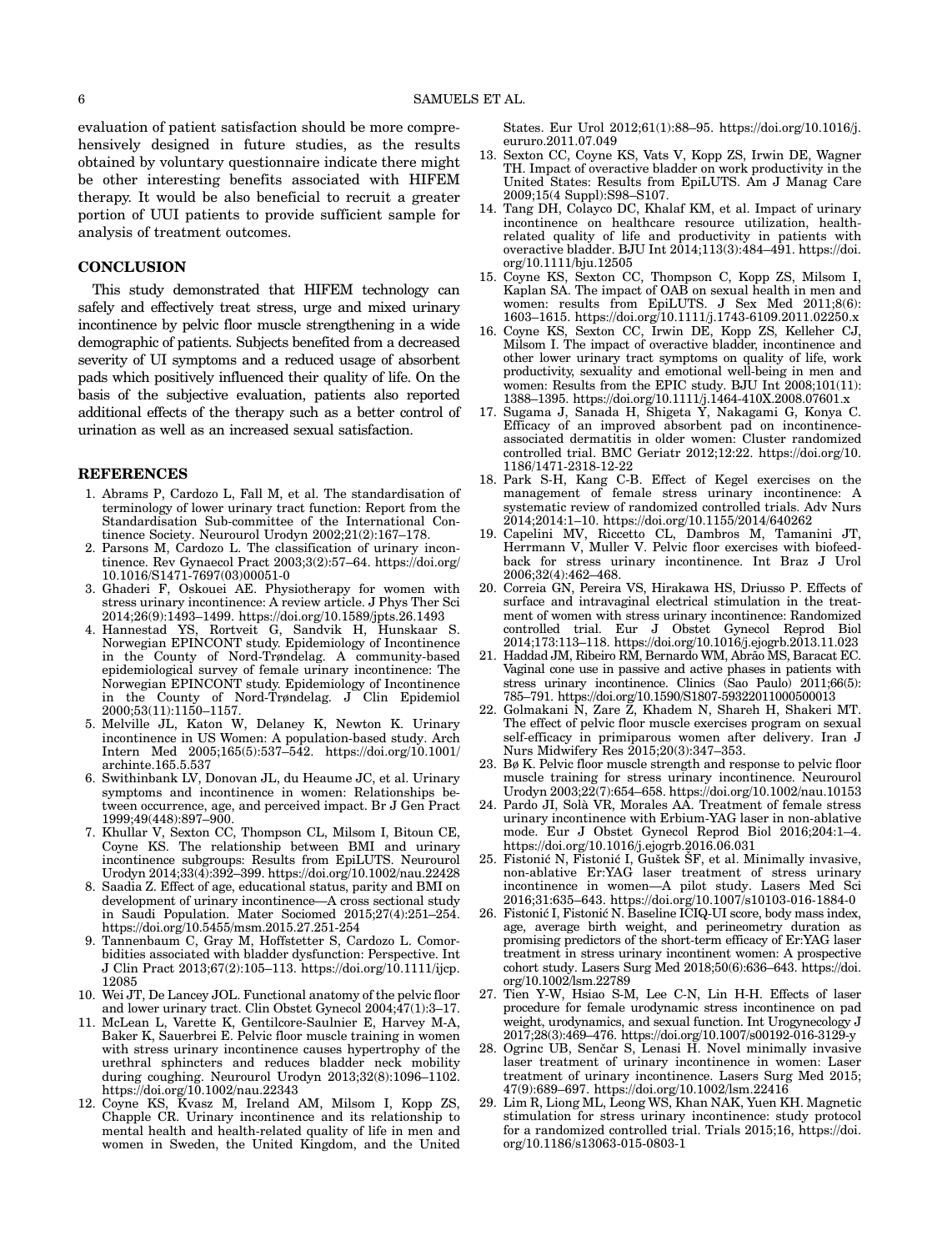evaluation of patient satisfaction should be more comprehensively designed in future studies, as the results obtained by voluntary questionnaire indicate there might be other interesting benefits associated with HIFEM therapy. It would be also beneficial to recruit a greater portion of UUI patients to provide sufficient sample for analysis of treatment outcomes.

## CONCLUSION

This study demonstrated that HIFEM technology can safely and effectively treat stress, urge and mixed urinary incontinence by pelvic floor muscle strengthening in a wide demographic of patients. Subjects benefited from a decreased severity of UI symptoms and a reduced usage of absorbent pads which positively influenced their quality of life. On the basis of the subjective evaluation, patients also reported additional effects of the therapy such as a better control of urination as well as an increased sexual satisfaction.

## REFERENCES

1. Abrams P, Cardozo L, Fall M, et al. The standardisation of terminology of lower urinary tract function: Report from the Standardisation Sub-committee of the International Continence Society. Neurourol Urodyn 2002;21(2):167–178.
2. Parsons M, Cardozo L. The classification of urinary incontinence. Rev Gynaecol Pract 2003;3(2):57–64. https://doi.org/10.1016/S1471-7697(03)00051-0
3. Ghaderi F, Oskouei AE. Physiotherapy for women with stress urinary incontinence: A review article. J Phys Ther Sci 2014;26(9):1493–1499. https://doi.org/10.1589/jpts.26.1493
4. Hannestad YS, Rortveit G, Sandvik H, Hunskaar S. Norwegian EPINCONT study. Epidemiology of Incontinence in the County of Nord-Trøndelag. A community-based epidemiological survey of female urinary incontinence: The Norwegian EPINCONT study. Epidemiology of Incontinence in the County of Nord-Trøndelag. J Clin Epidemiol 2000;53(11):1150–1157.
5. Melville JL, Katon W, Delaney K, Newton K. Urinary incontinence in US Women: A population-based study. Arch Intern Med 2005;165(5):537–542. https://doi.org/10.1001/archinte.165.5.537
6. Swithinbank LV, Donovan JL, du Heaume JC, et al. Urinary symptoms and incontinence in women: Relationships between occurrence, age, and perceived impact. Br J Gen Pract 1999;49(448):897–900.
7. Khullar V, Sexton CC, Thompson CL, Milsom I, Bitoun CE, Coyne KS. The relationship between BMI and urinary incontinence subgroups: Results from EpiLUTS. Neurourol Urodyn 2014;33(4):392–399. https://doi.org/10.1002/nau.22428
8. Saadia Z. Effect of age, educational status, parity and BMI on development of urinary incontinence—A cross sectional study in Saudi Population. Mater Sociomed 2015;27(4):251–254. https://doi.org/10.5455/msm.2015.27.251-254
9. Tannenbaum C, Gray M, Hoffstetter S, Cardozo L. Comorbidities associated with bladder dysfunction: Perspective. Int J Clin Pract 2013;67(2):105–113. https://doi.org/10.1111/ijcp.12085
10. Wei JT, De Lancey JOL. Functional anatomy of the pelvic floor and lower urinary tract. Clin Obstet Gynecol 2004;47(1):3–17.
11. McLean L, Varette K, Gentilcore-Saulnier E, Harvey M-A, Baker K, Sauerbrei E. Pelvic floor muscle training in women with stress urinary incontinence causes hypertrophy of the urethral sphincters and reduces bladder neck mobility during coughing. Neurourol Urodyn 2013;32(8):1096–1102. https://doi.org/10.1002/nau.22343
12. Coyne KS, Kvasz M, Ireland AM, Milsom I, Kopp ZS, Chapple CR. Urinary incontinence and its relationship to mental health and health-related quality of life in men and women in Sweden, the United Kingdom, and the United States. Eur Urol 2012;61(1):88–95. https://doi.org/10.1016/j.eururo.2011.07.049
13. Sexton CC, Coyne KS, Vats V, Kopp ZS, Irwin DE, Wagner TH. Impact of overactive bladder on work productivity in the United States: Results from EpiLUTS. Am J Manag Care 2009;15(4 Suppl):S98–S107.
14. Tang DH, Colayco DC, Khalaf KM, et al. Impact of urinary incontinence on healthcare resource utilization, health-related quality of life and productivity in patients with overactive bladder. BJU Int 2014;113(3):484–491. https://doi.org/10.1111/bju.12505
15. Coyne KS, Sexton CC, Thompson C, Kopp ZS, Milsom I, Kaplan SA. The impact of OAB on sexual health in men and women: results from EpiLUTS. J Sex Med 2011;8(6):1603–1615. https://doi.org/10.1111/j.1743-6109.2011.02250.x
16. Coyne KS, Sexton CC, Irwin DE, Kopp ZS, Kelleher CJ, Milsom I. The impact of overactive bladder, incontinence and other lower urinary tract symptoms on quality of life, work productivity, sexuality and emotional well-being in men and women: Results from the EPIC study. BJU Int 2008;101(11):1388–1395. https://doi.org/10.1111/j.1464-410X.2008.07601.x
17. Sugama J, Sanada H, Shigeta Y, Nakagami G, Konya C. Efficacy of an improved absorbent pad on incontinence-associated dermatitis in older women: Cluster randomized controlled trial. BMC Geriatr 2012;12:22. https://doi.org/10.1186/1471-2318-12-22
18. Park S-H, Kang C-B. Effect of Kegel exercises on the management of female stress urinary incontinence: A systematic review of randomized controlled trials. Adv Nurs 2014;2014:1–10. https://doi.org/10.1155/2014/640262
19. Capelini MV, Riccetto CL, Dambros M, Tamanini JT, Herrmann V, Muller V. Pelvic floor exercises with biofeedback for stress urinary incontinence. Int Braz J Urol 2006;32(4):462–468.
20. Correia GN, Pereira VS, Hirakawa HS, Driusso P. Effects of surface and intravaginal electrical stimulation in the treatment of women with stress urinary incontinence: Randomized controlled trial. Eur J Obstet Gynecol Reprod Biol 2014;173:113–118. https://doi.org/10.1016/j.ejogrb.2013.11.023
21. Haddad JM, Ribeiro RM, Bernardo WM, Abrão MS, Baracat EC. Vaginal cone use in passive and active phases in patients with stress urinary incontinence. Clinics (Sao Paulo) 2011;66(5):785–791. https://doi.org/10.1590/S1807-59322011000500013
22. Golmakani N, Zare Z, Khadem N, Shareh H, Shakeri MT. The effect of pelvic floor muscle exercises program on sexual self-efficacy in primiparous women after delivery. Iran J Nurs Midwifery Res 2015;20(3):347–353.
23. Bø K. Pelvic floor muscle strength and response to pelvic floor muscle training for stress urinary incontinence. Neurourol Urodyn 2003;22(7):654–658. https://doi.org/10.1002/nau.10153
24. Pardo JI, Solà VR, Morales AA. Treatment of female stress urinary incontinence with Erbium-YAG laser in non-ablative mode. Eur J Obstet Gynecol Reprod Biol 2016;204:1–4. https://doi.org/10.1016/j.ejogrb.2016.06.031
25. Fistonić N, Fistonić I, Guštek ŠF, et al. Minimally invasive, non-ablative Er:YAG laser treatment of stress urinary incontinence in women—A pilot study. Lasers Med Sci 2016;31:635–643. https://doi.org/10.1007/s10103-016-1884-0
26. Fistonić I, Fistonić N. Baseline ICIQ-UI score, body mass index, age, average birth weight, and perineometry duration as promising predictors of the short-term efficacy of Er:YAG laser treatment in stress urinary incontinent women: A prospective cohort study. Lasers Surg Med 2018;50(6):636–643. https://doi.org/10.1002/lsm.22789
27. Tien Y-W, Hsiao S-M, Lee C-N, Lin H-H. Effects of laser procedure for female urodynamic stress incontinence on pad weight, urodynamics, and sexual function. Int Urogynecology J 2017;28(3):469–476. https://doi.org/10.1007/s00192-016-3129-y
28. Ogrinc UB, Senčar S, Lenasi H. Novel minimally invasive laser treatment of urinary incontinence in women: Laser treatment of urinary incontinence. Lasers Surg Med 2015;47(9):689–697. https://doi.org/10.1002/lsm.22416
29. Lim R, Liong ML, Leong WS, Khan NAK, Yuen KH. Magnetic stimulation for stress urinary incontinence: study protocol for a randomized controlled trial. Trials 2015;16, https://doi.org/10.1186/s13063-015-0803-1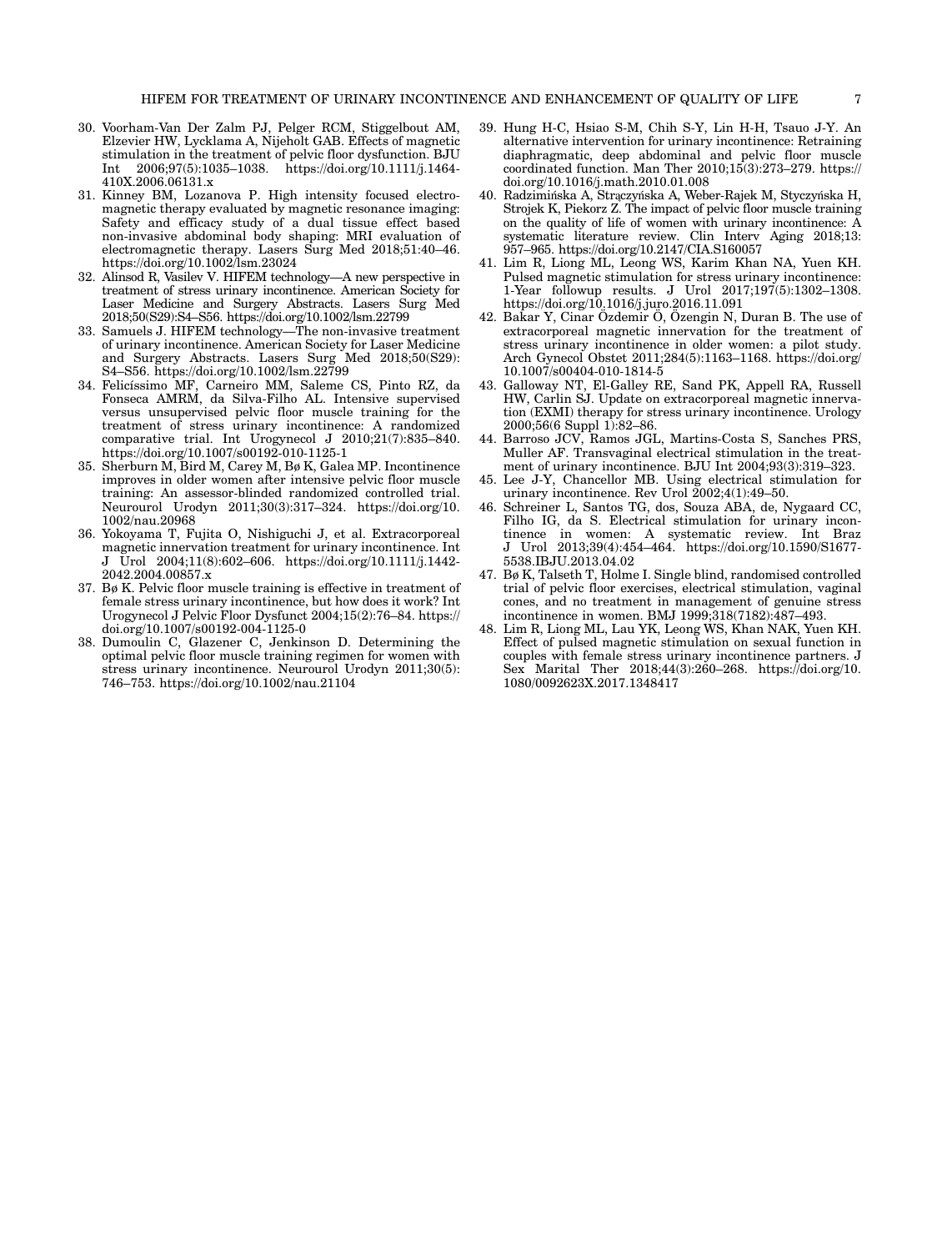30. Voorham-Van Der Zalm PJ, Pelger RCM, Stiggelbout AM, Elzevier HW, Lycklama A, Nijeholt GAB. Effects of magnetic stimulation in the treatment of pelvic floor dysfunction. BJU Int 2006;97(5):1035–1038. https://doi.org/10.1111/j.1464-410X.2006.06131.x
31. Kinney BM, Lozanova P. High intensity focused electromagnetic therapy evaluated by magnetic resonance imaging: Safety and efficacy study of a dual tissue effect based non-invasive abdominal body shaping: MRI evaluation of electromagnetic therapy. Lasers Surg Med 2018;51:40–46. https://doi.org/10.1002/lsm.23024
32. Alinsod R, Vasilev V. HIFEM technology—A new perspective in treatment of stress urinary incontinence. American Society for Laser Medicine and Surgery Abstracts. Lasers Surg Med 2018;50(S29):S4–S56. https://doi.org/10.1002/lsm.22799
33. Samuels J. HIFEM technology—The non-invasive treatment of urinary incontinence. American Society for Laser Medicine and Surgery Abstracts. Lasers Surg Med 2018;50(S29): S4–S56. https://doi.org/10.1002/lsm.22799
34. Felicíssimo MF, Carneiro MM, Saleme CS, Pinto RZ, da Fonseca AMRM, da Silva-Filho AL. Intensive supervised versus unsupervised pelvic floor muscle training for the treatment of stress urinary incontinence: A randomized comparative trial. Int Urogynecol J 2010;21(7):835–840. https://doi.org/10.1007/s00192-010-1125-1
35. Sherburn M, Bird M, Carey M, Bø K, Galea MP. Incontinence improves in older women after intensive pelvic floor muscle training: An assessor-blinded randomized controlled trial. Neurourol Urodyn 2011;30(3):317–324. https://doi.org/10.1002/nau.20968
36. Yokoyama T, Fujita O, Nishiguchi J, et al. Extracorporeal magnetic innervation treatment for urinary incontinence. Int J Urol 2004;11(8):602–606. https://doi.org/10.1111/j.1442-2042.2004.00857.x
37. Bø K. Pelvic floor muscle training is effective in treatment of female stress urinary incontinence, but how does it work? Int Urogynecol J Pelvic Floor Dysfunct 2004;15(2):76–84. https://doi.org/10.1007/s00192-004-1125-0
38. Dumoulin C, Glazener C, Jenkinson D. Determining the optimal pelvic floor muscle training regimen for women with stress urinary incontinence. Neurourol Urodyn 2011;30(5): 746–753. https://doi.org/10.1002/nau.21104
39. Hung H-C, Hsiao S-M, Chih S-Y, Lin H-H, Tsauo J-Y. An alternative intervention for urinary incontinence: Retraining diaphragmatic, deep abdominal and pelvic floor muscle coordinated function. Man Ther 2010;15(3):273–279. https://doi.org/10.1016/j.math.2010.01.008
40. Radzimińska A, Strączyńska A, Weber-Rajek M, Styczyńska H, Strojek K, Piekorz Z. The impact of pelvic floor muscle training on the quality of life of women with urinary incontinence: A systematic literature review. Clin Interv Aging 2018;13: 957–965. https://doi.org/10.2147/CIA.S160057
41. Lim R, Liong ML, Leong WS, Karim Khan NA, Yuen KH. Pulsed magnetic stimulation for stress urinary incontinence: 1-Year followup results. J Urol 2017;197(5):1302–1308. https://doi.org/10.1016/j.juro.2016.11.091
42. Bakar Y, Cinar Özdemir Ö, Özengin N, Duran B. The use of extracorporeal magnetic innervation for the treatment of stress urinary incontinence in older women: a pilot study. Arch Gynecol Obstet 2011;284(5):1163–1168. https://doi.org/10.1007/s00404-010-1814-5
43. Galloway NT, El-Galley RE, Sand PK, Appell RA, Russell HW, Carlin SJ. Update on extracorporeal magnetic innervation (EXMI) therapy for stress urinary incontinence. Urology 2000;56(6 Suppl 1):82–86.
44. Barroso JCV, Ramos JGL, Martins-Costa S, Sanches PRS, Muller AF. Transvaginal electrical stimulation in the treatment of urinary incontinence. BJU Int 2004;93(3):319–323.
45. Lee J-Y, Chancellor MB. Using electrical stimulation for urinary incontinence. Rev Urol 2002;4(1):49–50.
46. Schreiner L, Santos TG, dos, Souza ABA, de, Nygaard CC, Filho IG, da S. Electrical stimulation for urinary incontinence in women: A systematic review. Int Braz J Urol 2013;39(4):454–464. https://doi.org/10.1590/S1677-5538.IBJU.2013.04.02
47. Bø K, Talseth T, Holme I. Single blind, randomised controlled trial of pelvic floor exercises, electrical stimulation, vaginal cones, and no treatment in management of genuine stress incontinence in women. BMJ 1999;318(7182):487–493.
48. Lim R, Liong ML, Lau YK, Leong WS, Khan NAK, Yuen KH. Effect of pulsed magnetic stimulation on sexual function in couples with female stress urinary incontinence partners. J Sex Marital Ther 2018;44(3):260–268. https://doi.org/10.1080/0092623X.2017.1348417